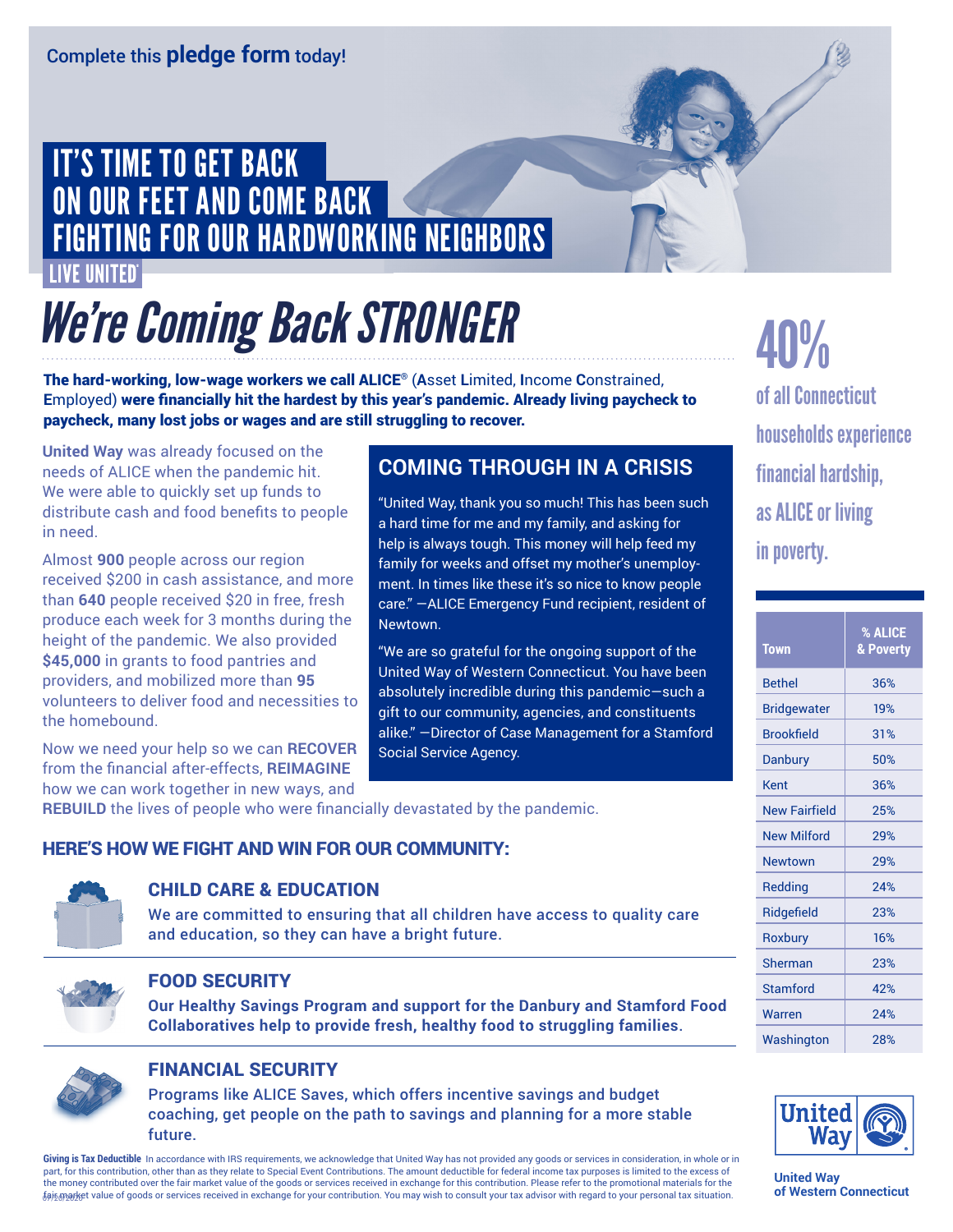Complete this **pledge form** today!

# IT'S TIME TO GET BACK ON OUR FEET AND COME BACK FIGHTING FOR OUR HARDWORKING NEIGHBORS

LIVE UNITED®

# *We're Coming Back STRONGER*

**The hard-working, low-wage workers we call ALICE® (Asset Limited, Income Constrained, Employed) were financially hit the hardest by this year's pandemic. Already living paycheck to paycheck, many lost jobs or wages and are still struggling to recover.**

**United Way** was already focused on the needs of ALICE when the pandemic hit. We were able to quickly set up funds to distribute cash and food benefits to people in need.

Almost **900** people across our region received $200 in cash assistance, and more than **640** people received $20 in free, fresh produce each week for 3 months during the height of the pandemic. We also provided **$45,000** in grants to food pantries and providers, and mobilized more than **95** volunteers to deliver food and necessities to the homebound.

Now we need your help so we can **RECOVER** from the financial after-effects, **REIMAGINE** how we can work together in new ways, and **REBUILD** the lives of people who were financially devastated by the pandemic.

## COMING THROUGH IN A CRISIS

"United Way, thank you so much! This has been such a hard time for me and my family, and asking for help is always tough. This money will help feed my family for weeks and offset my mother's unemployment. In times like these it's so nice to know people care." —ALICE Emergency Fund recipient, resident of Newtown.

"We are so grateful for the ongoing support of the United Way of Western Connecticut. You have been absolutely incredible during this pandemic—such a gift to our community, agencies, and constituents alike." —Director of Case Management for a Stamford Social Service Agency.

## HERE'S HOW WE FIGHT AND WIN FOR OUR COMMUNITY:

### CHILD CARE & EDUCATION

We are committed to ensuring that all children have access to quality care and education, so they can have a bright future.

### FOOD SECURITY

**Our Healthy Savings Program and support for the Danbury and Stamford Food Collaboratives help to provide fresh, healthy food to struggling families.**

### FINANCIAL SECURITY

Programs like ALICE Saves, which offers incentive savings and budget coaching, get people on the path to savings and planning for a more stable future.

**40%** of all Connecticut households experience financial hardship, as ALICE or living in poverty.

| Town | % ALICE & Poverty |
|---|---|
| Bethel | 36% |
| Bridgewater | 19% |
| Brookfield | 31% |
| Danbury | 50% |
| Kent | 36% |
| New Fairfield | 25% |
| New Milford | 29% |
| Newtown | 29% |
| Redding | 24% |
| Ridgefield | 23% |
| Roxbury | 16% |
| Sherman | 23% |
| Stamford | 42% |
| Warren | 24% |
| Washington | 28% |

United Way of Western Connecticut

**Giving is Tax Deductible** In accordance with IRS requirements, we acknowledge that United Way has not provided any goods or services in consideration, in whole or in part, for this contribution, other than as they relate to Special Event Contributions. The amount deductible for federal income tax purposes is limited to the excess of the money contributed over the fair market value of the goods or services received in exchange for this contribution. Please refer to the promotional materials for the fair market value of goods or services received in exchange for your contribution. You may wish to consult your tax advisor with regard to your personal tax situation.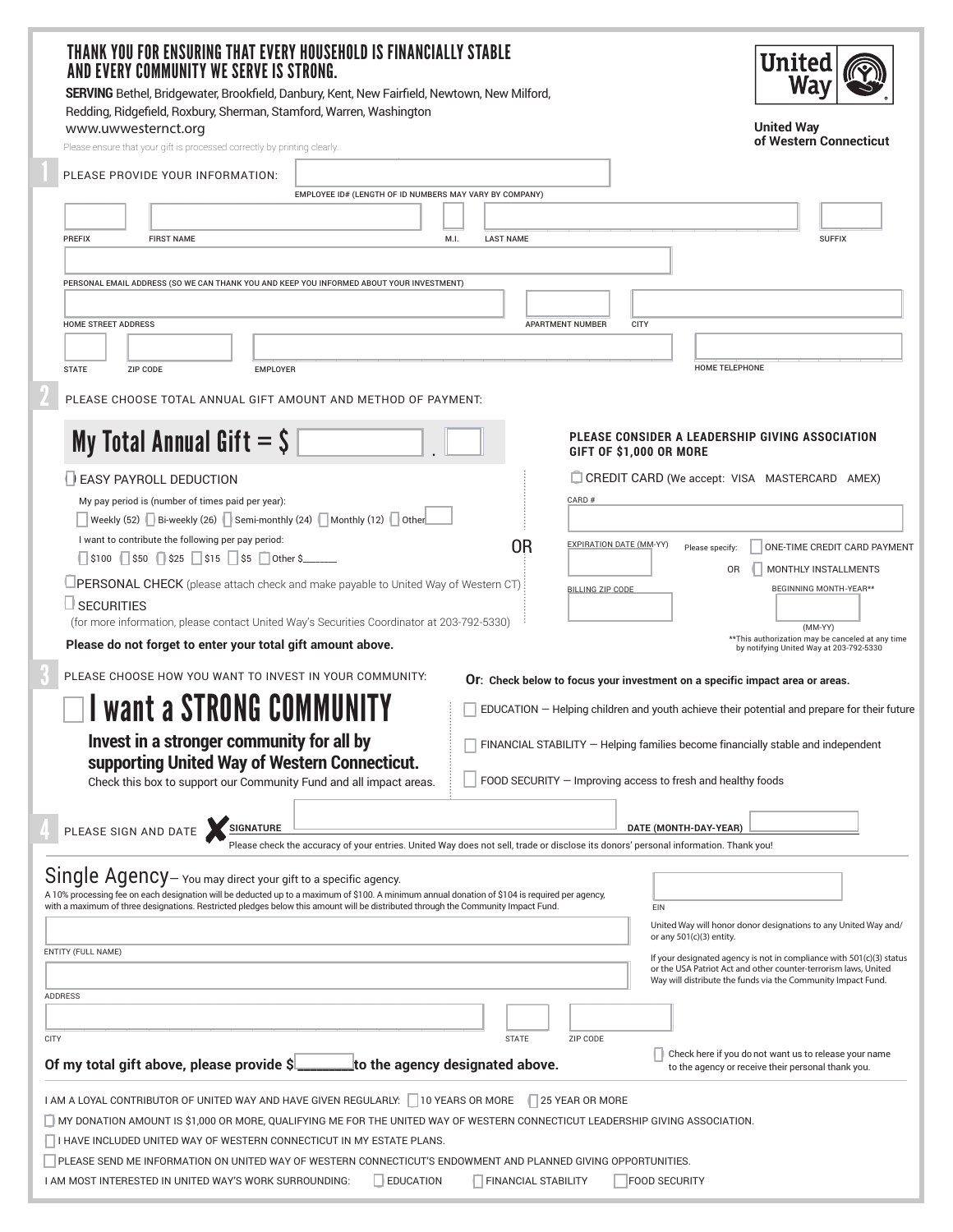# THANK YOU FOR ENSURING THAT EVERY HOUSEHOLD IS FINANCIALLY STABLE AND EVERY COMMUNITY WE SERVE IS STRONG.

**SERVING** Bethel, Bridgewater, Brookfield, Danbury, Kent, New Fairfield, Newtown, New Milford, Redding, Ridgefield, Roxbury, Sherman, Stamford, Warren, Washington

www.uwwesternct.org

United Way of Western Connecticut

Please ensure that your gift is processed correctly by printing clearly.

## 1 PLEASE PROVIDE YOUR INFORMATION:

EMPLOYEE ID# (LENGTH OF ID NUMBERS MAY VARY BY COMPANY)

PREFIX | FIRST NAME | M.I. | LAST NAME | SUFFIX

PERSONAL EMAIL ADDRESS (SO WE CAN THANK YOU AND KEEP YOU INFORMED ABOUT YOUR INVESTMENT)

HOME STREET ADDRESS | APARTMENT NUMBER | CITY

STATE | ZIP CODE | EMPLOYER | HOME TELEPHONE

## 2 PLEASE CHOOSE TOTAL ANNUAL GIFT AMOUNT AND METHOD OF PAYMENT:

**My Total Annual Gift = $** ______ . ____

**PLEASE CONSIDER A LEADERSHIP GIVING ASSOCIATION GIFT OF $1,000 OR MORE**

☐ EASY PAYROLL DEDUCTION

My pay period is (number of times paid per year):
☐ Weekly (52) ☐ Bi-weekly (26) ☐ Semi-monthly (24) ☐ Monthly (12) ☐ Other ____

I want to contribute the following per pay period:
☐ $100 ☐ $50 ☐ $25 ☐ $15 ☐ $5 ☐ Other $_______

☐ PERSONAL CHECK (please attach check and make payable to United Way of Western CT)

☐ SECURITIES
(for more information, please contact United Way's Securities Coordinator at 203-792-5330)

**Please do not forget to enter your total gift amount above.**

OR

☐ CREDIT CARD (We accept: VISA MASTERCARD AMEX)

CARD #

EXPIRATION DATE (MM-YY)

Please specify: ☐ ONE-TIME CREDIT CARD PAYMENT OR ☐ MONTHLY INSTALLMENTS

BILLING ZIP CODE

BEGINNING MONTH-YEAR** (MM-YY)

**This authorization may be canceled at any time by notifying United Way at 203-792-5330

## 3 PLEASE CHOOSE HOW YOU WANT TO INVEST IN YOUR COMMUNITY:

☐ **I want a STRONG COMMUNITY**

**Invest in a stronger community for all by supporting United Way of Western Connecticut.**
Check this box to support our Community Fund and all impact areas.

**Or: Check below to focus your investment on a specific impact area or areas.**

☐ EDUCATION — Helping children and youth achieve their potential and prepare for their future

☐ FINANCIAL STABILITY — Helping families become financially stable and independent

☐ FOOD SECURITY — Improving access to fresh and healthy foods

## 4 PLEASE SIGN AND DATE

X **SIGNATURE** ______ **DATE (MONTH-DAY-YEAR)** ______

Please check the accuracy of your entries. United Way does not sell, trade or disclose its donors' personal information. Thank you!

## Single Agency — You may direct your gift to a specific agency.

A 10% processing fee on each designation will be deducted up to a maximum of $100. A minimum annual donation of $104 is required per agency, with a maximum of three designations. Restricted pledges below this amount will be distributed through the Community Impact Fund.

ENTITY (FULL NAME)

ADDRESS

CITY | STATE | ZIP CODE

EIN

United Way will honor donor designations to any United Way and/or any 501(c)(3) entity.

If your designated agency is not in compliance with 501(c)(3) status or the USA Patriot Act and other counter-terrorism laws, United Way will distribute the funds via the Community Impact Fund.

**Of my total gift above, please provide $________ to the agency designated above.**

☐ Check here if you do not want us to release your name to the agency or receive their personal thank you.

I AM A LOYAL CONTRIBUTOR OF UNITED WAY AND HAVE GIVEN REGULARLY: ☐ 10 YEARS OR MORE ☐ 25 YEAR OR MORE

☐ MY DONATION AMOUNT IS $1,000 OR MORE, QUALIFYING ME FOR THE UNITED WAY OF WESTERN CONNECTICUT LEADERSHIP GIVING ASSOCIATION.

☐ I HAVE INCLUDED UNITED WAY OF WESTERN CONNECTICUT IN MY ESTATE PLANS.

☐ PLEASE SEND ME INFORMATION ON UNITED WAY OF WESTERN CONNECTICUT'S ENDOWMENT AND PLANNED GIVING OPPORTUNITIES.

I AM MOST INTERESTED IN UNITED WAY'S WORK SURROUNDING: ☐ EDUCATION ☐ FINANCIAL STABILITY ☐ FOOD SECURITY